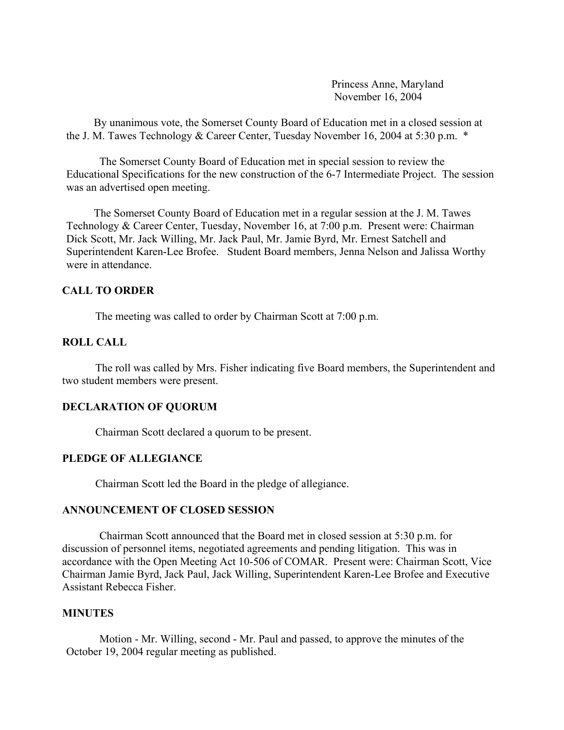Princess Anne, Maryland
November 16, 2004

By unanimous vote, the Somerset County Board of Education met in a closed session at the J. M. Tawes Technology & Career Center, Tuesday November 16, 2004 at 5:30 p.m. *

The Somerset County Board of Education met in special session to review the Educational Specifications for the new construction of the 6-7 Intermediate Project. The session was an advertised open meeting.

The Somerset County Board of Education met in a regular session at the J. M. Tawes Technology & Career Center, Tuesday, November 16, at 7:00 p.m. Present were: Chairman Dick Scott, Mr. Jack Willing, Mr. Jack Paul, Mr. Jamie Byrd, Mr. Ernest Satchell and Superintendent Karen-Lee Brofee. Student Board members, Jenna Nelson and Jalissa Worthy were in attendance.

## CALL TO ORDER

The meeting was called to order by Chairman Scott at 7:00 p.m.

## ROLL CALL

The roll was called by Mrs. Fisher indicating five Board members, the Superintendent and two student members were present.

## DECLARATION OF QUORUM

Chairman Scott declared a quorum to be present.

## PLEDGE OF ALLEGIANCE

Chairman Scott led the Board in the pledge of allegiance.

## ANNOUNCEMENT OF CLOSED SESSION

Chairman Scott announced that the Board met in closed session at 5:30 p.m. for discussion of personnel items, negotiated agreements and pending litigation. This was in accordance with the Open Meeting Act 10-506 of COMAR. Present were: Chairman Scott, Vice Chairman Jamie Byrd, Jack Paul, Jack Willing, Superintendent Karen-Lee Brofee and Executive Assistant Rebecca Fisher.

## MINUTES

Motion - Mr. Willing, second - Mr. Paul and passed, to approve the minutes of the October 19, 2004 regular meeting as published.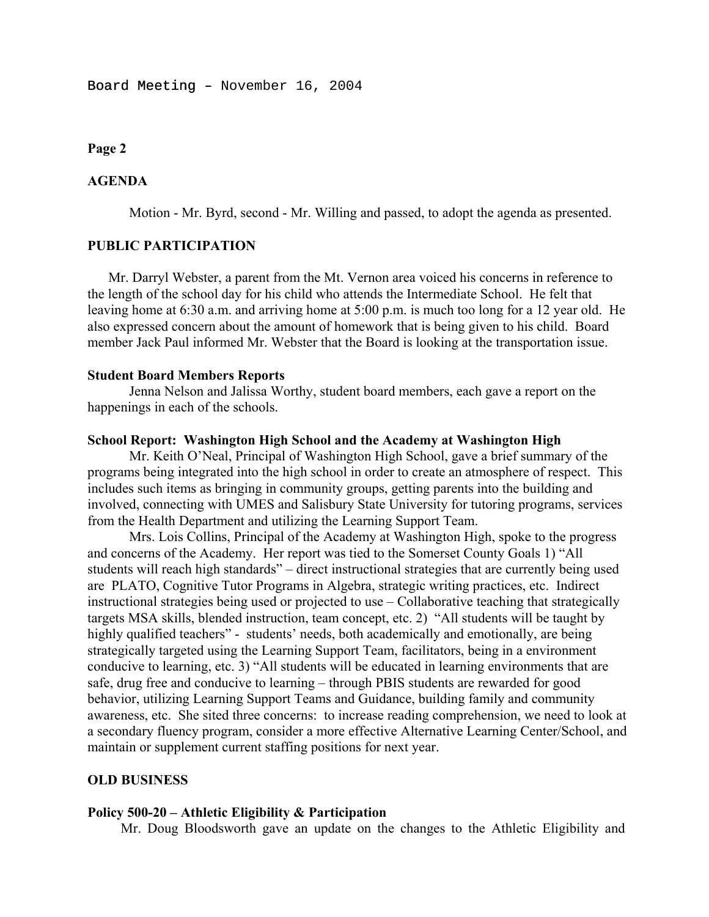## AGENDA

Motion - Mr. Byrd, second - Mr. Willing and passed, to adopt the agenda as presented.

## PUBLIC PARTICIPATION

Mr. Darryl Webster, a parent from the Mt. Vernon area voiced his concerns in reference to the length of the school day for his child who attends the Intermediate School. He felt that leaving home at 6:30 a.m. and arriving home at 5:00 p.m. is much too long for a 12 year old. He also expressed concern about the amount of homework that is being given to his child. Board member Jack Paul informed Mr. Webster that the Board is looking at the transportation issue.

### Student Board Members Reports

Jenna Nelson and Jalissa Worthy, student board members, each gave a report on the happenings in each of the schools.

### School Report: Washington High School and the Academy at Washington High

Mr. Keith O'Neal, Principal of Washington High School, gave a brief summary of the programs being integrated into the high school in order to create an atmosphere of respect. This includes such items as bringing in community groups, getting parents into the building and involved, connecting with UMES and Salisbury State University for tutoring programs, services from the Health Department and utilizing the Learning Support Team.

Mrs. Lois Collins, Principal of the Academy at Washington High, spoke to the progress and concerns of the Academy. Her report was tied to the Somerset County Goals 1) "All students will reach high standards" – direct instructional strategies that are currently being used are PLATO, Cognitive Tutor Programs in Algebra, strategic writing practices, etc. Indirect instructional strategies being used or projected to use – Collaborative teaching that strategically targets MSA skills, blended instruction, team concept, etc. 2) "All students will be taught by highly qualified teachers" - students' needs, both academically and emotionally, are being strategically targeted using the Learning Support Team, facilitators, being in a environment conducive to learning, etc. 3) "All students will be educated in learning environments that are safe, drug free and conducive to learning – through PBIS students are rewarded for good behavior, utilizing Learning Support Teams and Guidance, building family and community awareness, etc. She sited three concerns: to increase reading comprehension, we need to look at a secondary fluency program, consider a more effective Alternative Learning Center/School, and maintain or supplement current staffing positions for next year.

## OLD BUSINESS

### Policy 500-20 – Athletic Eligibility & Participation

Mr. Doug Bloodsworth gave an update on the changes to the Athletic Eligibility and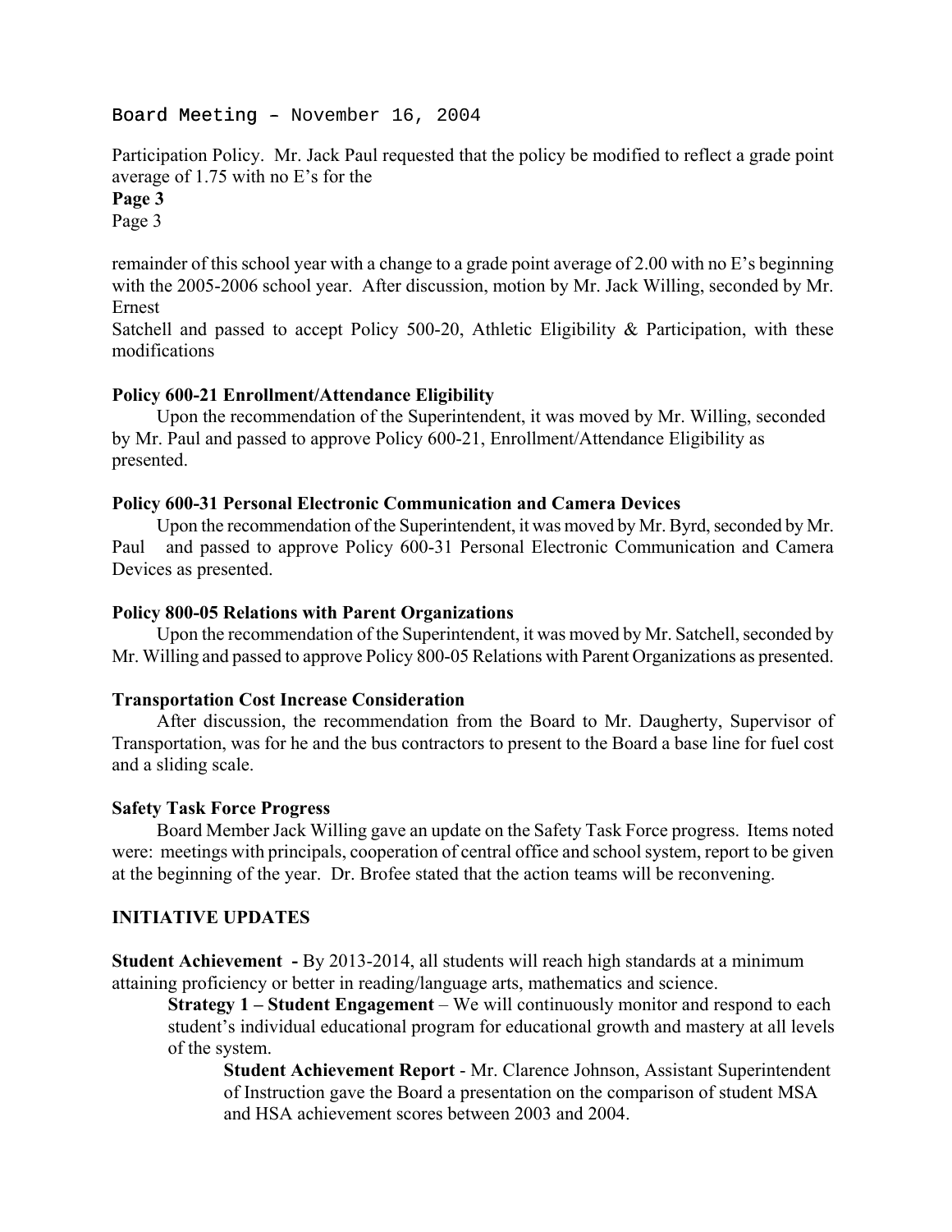Participation Policy. Mr. Jack Paul requested that the policy be modified to reflect a grade point average of 1.75 with no E's for the

remainder of this school year with a change to a grade point average of 2.00 with no E's beginning with the 2005-2006 school year. After discussion, motion by Mr. Jack Willing, seconded by Mr. Ernest Satchell and passed to accept Policy 500-20, Athletic Eligibility & Participation, with these modifications

**Policy 600-21 Enrollment/Attendance Eligibility**

Upon the recommendation of the Superintendent, it was moved by Mr. Willing, seconded by Mr. Paul and passed to approve Policy 600-21, Enrollment/Attendance Eligibility as presented.

**Policy 600-31 Personal Electronic Communication and Camera Devices**

Upon the recommendation of the Superintendent, it was moved by Mr. Byrd, seconded by Mr. Paul and passed to approve Policy 600-31 Personal Electronic Communication and Camera Devices as presented.

**Policy 800-05 Relations with Parent Organizations**

Upon the recommendation of the Superintendent, it was moved by Mr. Satchell, seconded by Mr. Willing and passed to approve Policy 800-05 Relations with Parent Organizations as presented.

**Transportation Cost Increase Consideration**

After discussion, the recommendation from the Board to Mr. Daugherty, Supervisor of Transportation, was for he and the bus contractors to present to the Board a base line for fuel cost and a sliding scale.

**Safety Task Force Progress**

Board Member Jack Willing gave an update on the Safety Task Force progress. Items noted were: meetings with principals, cooperation of central office and school system, report to be given at the beginning of the year. Dr. Brofee stated that the action teams will be reconvening.

**INITIATIVE UPDATES**

**Student Achievement -** By 2013-2014, all students will reach high standards at a minimum attaining proficiency or better in reading/language arts, mathematics and science.

> **Strategy 1 – Student Engagement** – We will continuously monitor and respond to each student's individual educational program for educational growth and mastery at all levels of the system.
>
> > **Student Achievement Report** - Mr. Clarence Johnson, Assistant Superintendent of Instruction gave the Board a presentation on the comparison of student MSA and HSA achievement scores between 2003 and 2004.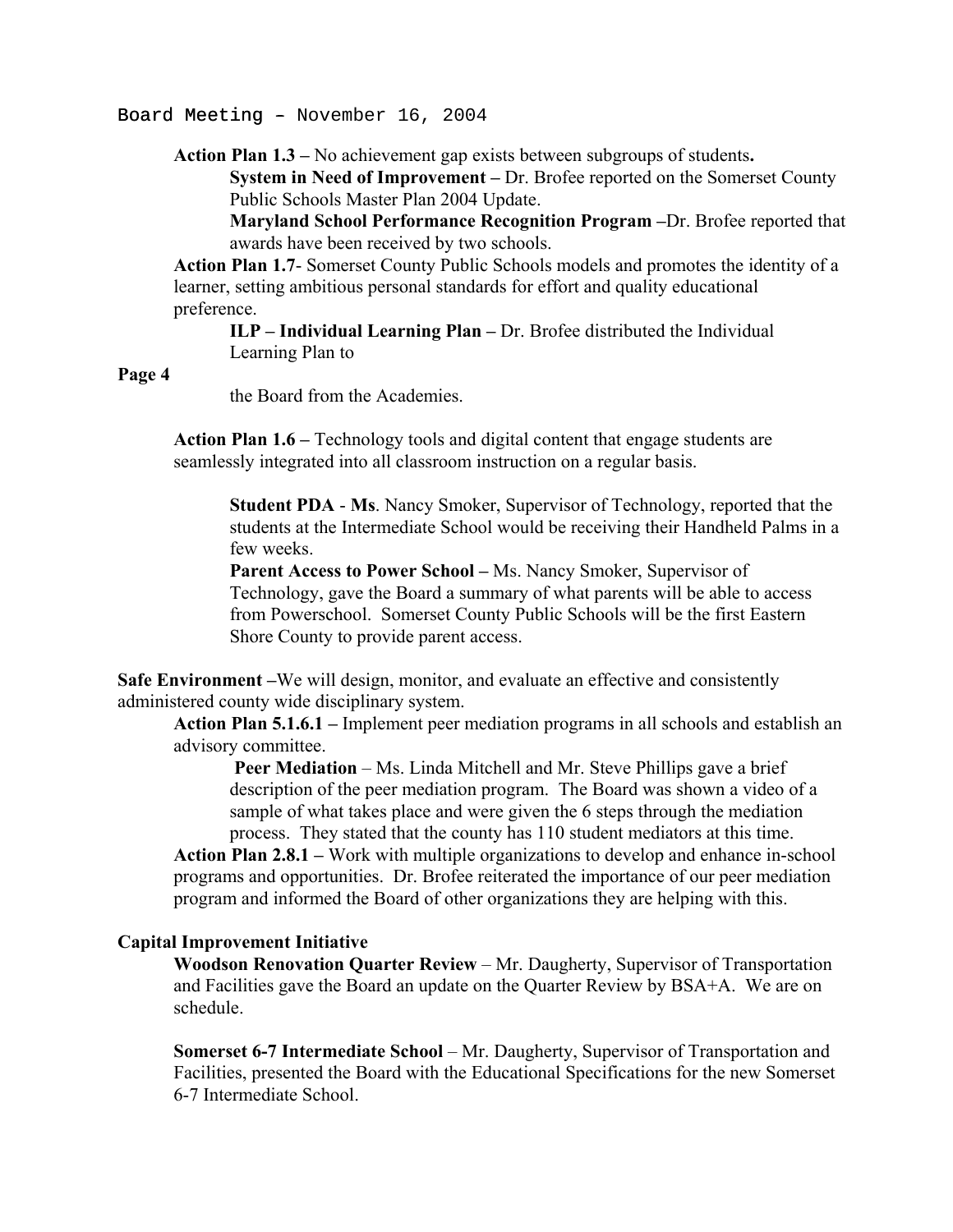Board Meeting – November 16, 2004

**Action Plan 1.3 –** No achievement gap exists between subgroups of students**.**

**System in Need of Improvement –** Dr. Brofee reported on the Somerset County Public Schools Master Plan 2004 Update.

**Maryland School Performance Recognition Program –**Dr. Brofee reported that awards have been received by two schools.

**Action Plan 1.7**- Somerset County Public Schools models and promotes the identity of a learner, setting ambitious personal standards for effort and quality educational preference.

**ILP – Individual Learning Plan –** Dr. Brofee distributed the Individual Learning Plan to the Board from the Academies.

**Action Plan 1.6 –** Technology tools and digital content that engage students are seamlessly integrated into all classroom instruction on a regular basis.

**Student PDA** - **Ms**. Nancy Smoker, Supervisor of Technology, reported that the students at the Intermediate School would be receiving their Handheld Palms in a few weeks.

**Parent Access to Power School –** Ms. Nancy Smoker, Supervisor of Technology, gave the Board a summary of what parents will be able to access from Powerschool. Somerset County Public Schools will be the first Eastern Shore County to provide parent access.

**Safe Environment –**We will design, monitor, and evaluate an effective and consistently administered county wide disciplinary system.

**Action Plan 5.1.6.1 –** Implement peer mediation programs in all schools and establish an advisory committee.

**Peer Mediation** – Ms. Linda Mitchell and Mr. Steve Phillips gave a brief description of the peer mediation program. The Board was shown a video of a sample of what takes place and were given the 6 steps through the mediation process. They stated that the county has 110 student mediators at this time.

**Action Plan 2.8.1 –** Work with multiple organizations to develop and enhance in-school programs and opportunities. Dr. Brofee reiterated the importance of our peer mediation program and informed the Board of other organizations they are helping with this.

**Capital Improvement Initiative**

**Woodson Renovation Quarter Review** – Mr. Daugherty, Supervisor of Transportation and Facilities gave the Board an update on the Quarter Review by BSA+A. We are on schedule.

**Somerset 6-7 Intermediate School** – Mr. Daugherty, Supervisor of Transportation and Facilities, presented the Board with the Educational Specifications for the new Somerset 6-7 Intermediate School.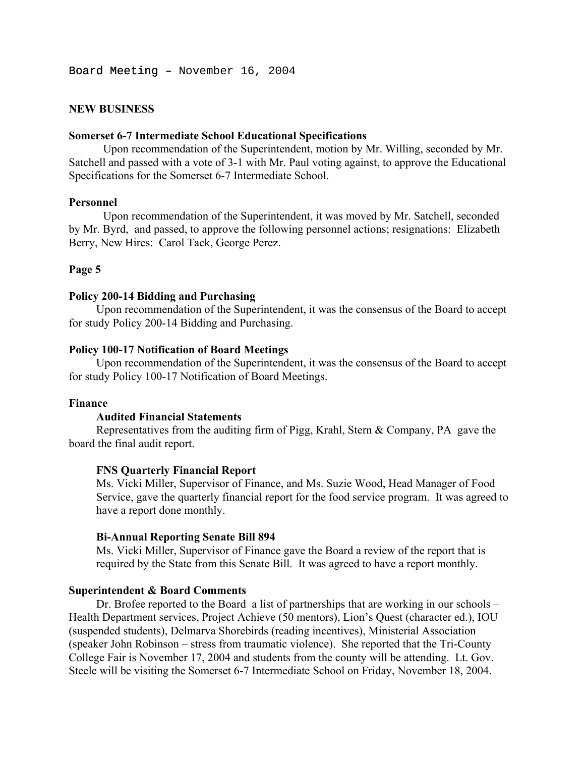## NEW BUSINESS

### Somerset 6-7 Intermediate School Educational Specifications

Upon recommendation of the Superintendent, motion by Mr. Willing, seconded by Mr. Satchell and passed with a vote of 3-1 with Mr. Paul voting against, to approve the Educational Specifications for the Somerset 6-7 Intermediate School.

### Personnel

Upon recommendation of the Superintendent, it was moved by Mr. Satchell, seconded by Mr. Byrd, and passed, to approve the following personnel actions; resignations: Elizabeth Berry, New Hires: Carol Tack, George Perez.

### Policy 200-14 Bidding and Purchasing

Upon recommendation of the Superintendent, it was the consensus of the Board to accept for study Policy 200-14 Bidding and Purchasing.

### Policy 100-17 Notification of Board Meetings

Upon recommendation of the Superintendent, it was the consensus of the Board to accept for study Policy 100-17 Notification of Board Meetings.

### Finance

#### Audited Financial Statements

Representatives from the auditing firm of Pigg, Krahl, Stern & Company, PA gave the board the final audit report.

#### FNS Quarterly Financial Report

Ms. Vicki Miller, Supervisor of Finance, and Ms. Suzie Wood, Head Manager of Food Service, gave the quarterly financial report for the food service program. It was agreed to have a report done monthly.

#### Bi-Annual Reporting Senate Bill 894

Ms. Vicki Miller, Supervisor of Finance gave the Board a review of the report that is required by the State from this Senate Bill. It was agreed to have a report monthly.

### Superintendent & Board Comments

Dr. Brofee reported to the Board a list of partnerships that are working in our schools – Health Department services, Project Achieve (50 mentors), Lion's Quest (character ed.), IOU (suspended students), Delmarva Shorebirds (reading incentives), Ministerial Association (speaker John Robinson – stress from traumatic violence). She reported that the Tri-County College Fair is November 17, 2004 and students from the county will be attending. Lt. Gov. Steele will be visiting the Somerset 6-7 Intermediate School on Friday, November 18, 2004.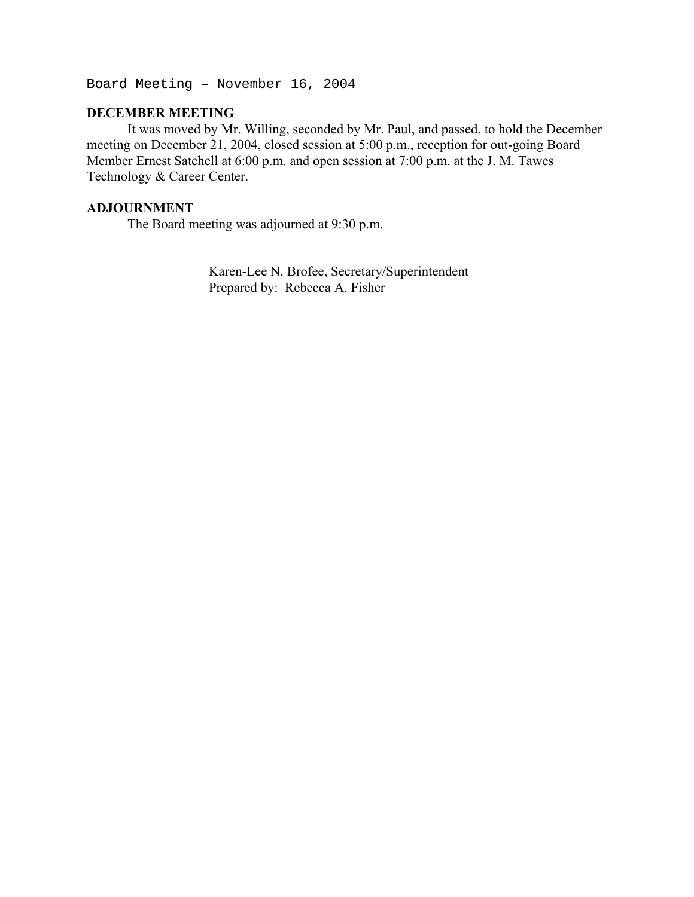**DECEMBER MEETING**

It was moved by Mr. Willing, seconded by Mr. Paul, and passed, to hold the December meeting on December 21, 2004, closed session at 5:00 p.m., reception for out-going Board Member Ernest Satchell at 6:00 p.m. and open session at 7:00 p.m. at the J. M. Tawes Technology & Career Center.

**ADJOURNMENT**

The Board meeting was adjourned at 9:30 p.m.

Karen-Lee N. Brofee, Secretary/Superintendent
Prepared by: Rebecca A. Fisher